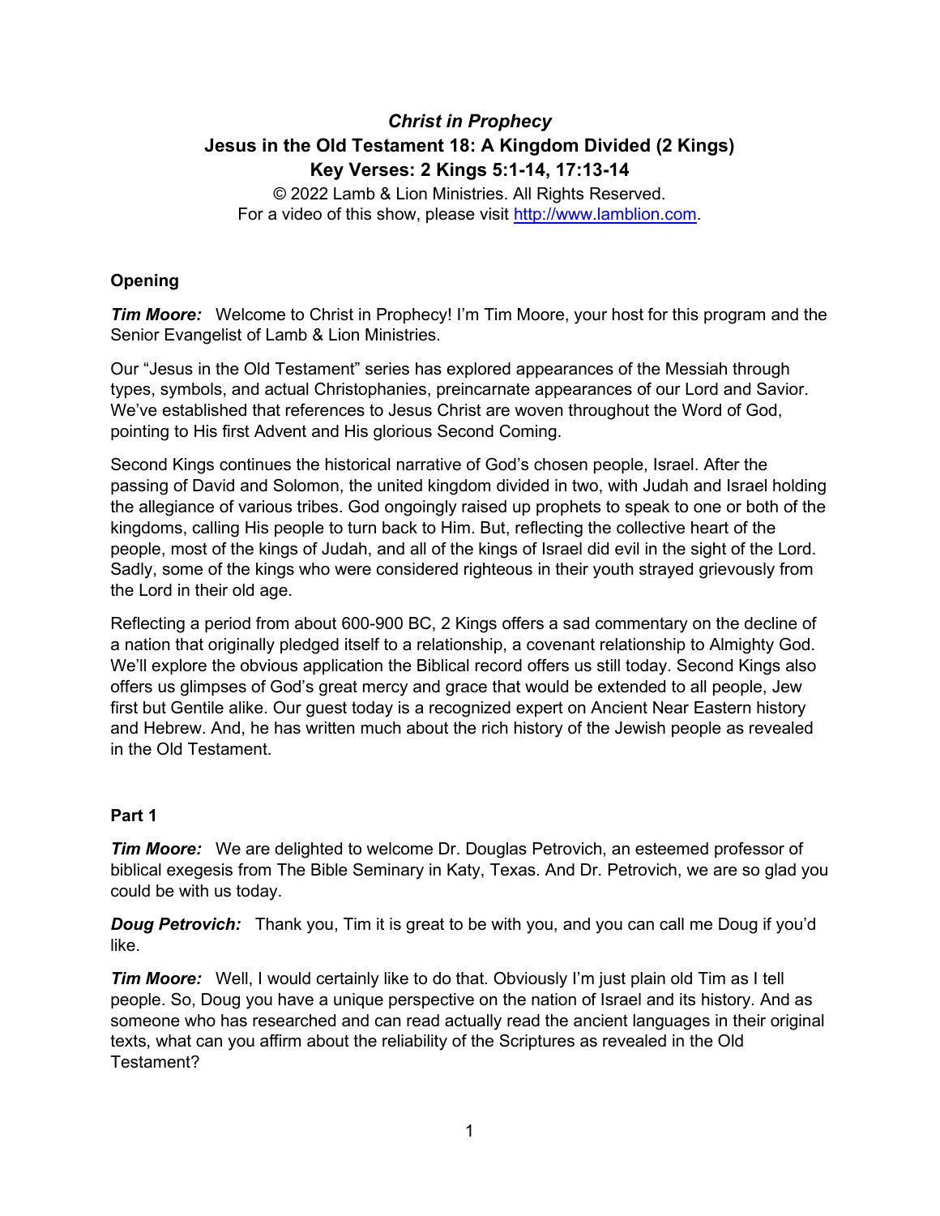# *Christ in Prophecy*

## Jesus in the Old Testament 18: A Kingdom Divided (2 Kings)

## Key Verses: 2 Kings 5:1-14, 17:13-14

© 2022 Lamb & Lion Ministries. All Rights Reserved.
For a video of this show, please visit http://www.lamblion.com.

### Opening

***Tim Moore:*** Welcome to Christ in Prophecy! I'm Tim Moore, your host for this program and the Senior Evangelist of Lamb & Lion Ministries.

Our "Jesus in the Old Testament" series has explored appearances of the Messiah through types, symbols, and actual Christophanies, preincarnate appearances of our Lord and Savior. We've established that references to Jesus Christ are woven throughout the Word of God, pointing to His first Advent and His glorious Second Coming.

Second Kings continues the historical narrative of God's chosen people, Israel. After the passing of David and Solomon, the united kingdom divided in two, with Judah and Israel holding the allegiance of various tribes. God ongoingly raised up prophets to speak to one or both of the kingdoms, calling His people to turn back to Him. But, reflecting the collective heart of the people, most of the kings of Judah, and all of the kings of Israel did evil in the sight of the Lord. Sadly, some of the kings who were considered righteous in their youth strayed grievously from the Lord in their old age.

Reflecting a period from about 600-900 BC, 2 Kings offers a sad commentary on the decline of a nation that originally pledged itself to a relationship, a covenant relationship to Almighty God. We'll explore the obvious application the Biblical record offers us still today. Second Kings also offers us glimpses of God's great mercy and grace that would be extended to all people, Jew first but Gentile alike. Our guest today is a recognized expert on Ancient Near Eastern history and Hebrew. And, he has written much about the rich history of the Jewish people as revealed in the Old Testament.

### Part 1

***Tim Moore:*** We are delighted to welcome Dr. Douglas Petrovich, an esteemed professor of biblical exegesis from The Bible Seminary in Katy, Texas. And Dr. Petrovich, we are so glad you could be with us today.

***Doug Petrovich:*** Thank you, Tim it is great to be with you, and you can call me Doug if you'd like.

***Tim Moore:*** Well, I would certainly like to do that. Obviously I'm just plain old Tim as I tell people. So, Doug you have a unique perspective on the nation of Israel and its history. And as someone who has researched and can read actually read the ancient languages in their original texts, what can you affirm about the reliability of the Scriptures as revealed in the Old Testament?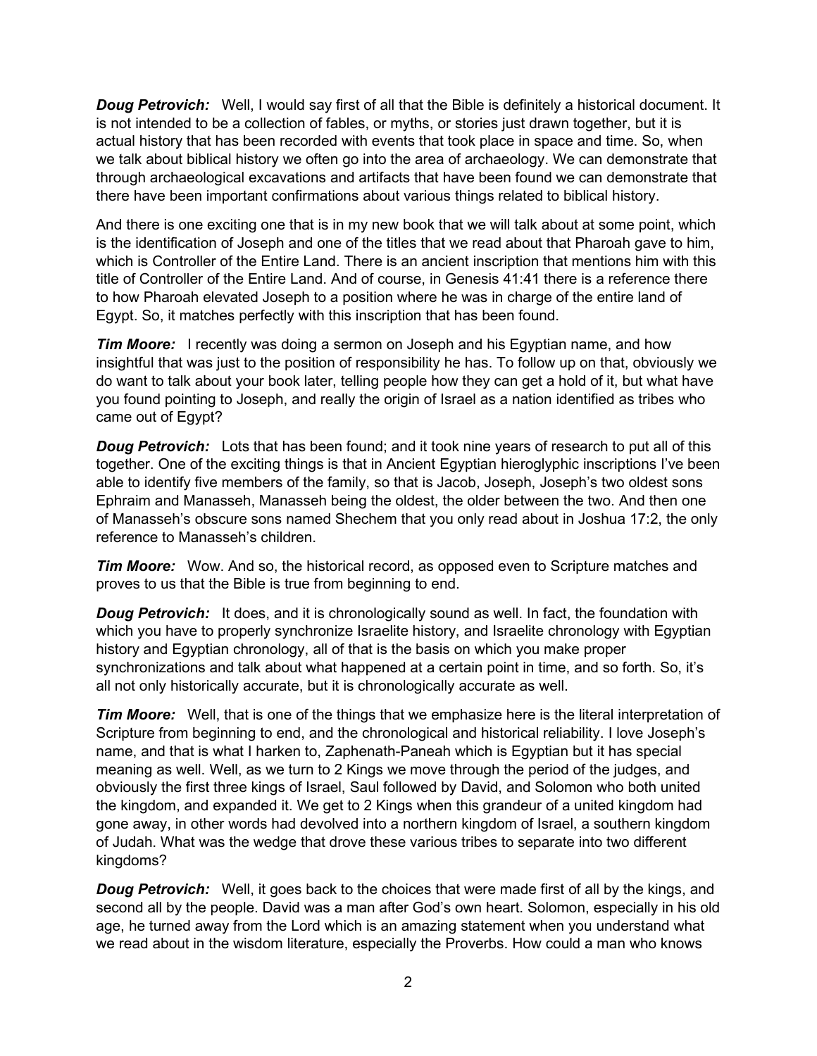***Doug Petrovich:*** Well, I would say first of all that the Bible is definitely a historical document. It is not intended to be a collection of fables, or myths, or stories just drawn together, but it is actual history that has been recorded with events that took place in space and time. So, when we talk about biblical history we often go into the area of archaeology. We can demonstrate that through archaeological excavations and artifacts that have been found we can demonstrate that there have been important confirmations about various things related to biblical history.

And there is one exciting one that is in my new book that we will talk about at some point, which is the identification of Joseph and one of the titles that we read about that Pharoah gave to him, which is Controller of the Entire Land. There is an ancient inscription that mentions him with this title of Controller of the Entire Land. And of course, in Genesis 41:41 there is a reference there to how Pharoah elevated Joseph to a position where he was in charge of the entire land of Egypt. So, it matches perfectly with this inscription that has been found.

***Tim Moore:*** I recently was doing a sermon on Joseph and his Egyptian name, and how insightful that was just to the position of responsibility he has. To follow up on that, obviously we do want to talk about your book later, telling people how they can get a hold of it, but what have you found pointing to Joseph, and really the origin of Israel as a nation identified as tribes who came out of Egypt?

***Doug Petrovich:*** Lots that has been found; and it took nine years of research to put all of this together. One of the exciting things is that in Ancient Egyptian hieroglyphic inscriptions I've been able to identify five members of the family, so that is Jacob, Joseph, Joseph's two oldest sons Ephraim and Manasseh, Manasseh being the oldest, the older between the two. And then one of Manasseh's obscure sons named Shechem that you only read about in Joshua 17:2, the only reference to Manasseh's children.

***Tim Moore:*** Wow. And so, the historical record, as opposed even to Scripture matches and proves to us that the Bible is true from beginning to end.

***Doug Petrovich:*** It does, and it is chronologically sound as well. In fact, the foundation with which you have to properly synchronize Israelite history, and Israelite chronology with Egyptian history and Egyptian chronology, all of that is the basis on which you make proper synchronizations and talk about what happened at a certain point in time, and so forth. So, it's all not only historically accurate, but it is chronologically accurate as well.

***Tim Moore:*** Well, that is one of the things that we emphasize here is the literal interpretation of Scripture from beginning to end, and the chronological and historical reliability. I love Joseph's name, and that is what I harken to, Zaphenath-Paneah which is Egyptian but it has special meaning as well. Well, as we turn to 2 Kings we move through the period of the judges, and obviously the first three kings of Israel, Saul followed by David, and Solomon who both united the kingdom, and expanded it. We get to 2 Kings when this grandeur of a united kingdom had gone away, in other words had devolved into a northern kingdom of Israel, a southern kingdom of Judah. What was the wedge that drove these various tribes to separate into two different kingdoms?

***Doug Petrovich:*** Well, it goes back to the choices that were made first of all by the kings, and second all by the people. David was a man after God's own heart. Solomon, especially in his old age, he turned away from the Lord which is an amazing statement when you understand what we read about in the wisdom literature, especially the Proverbs. How could a man who knows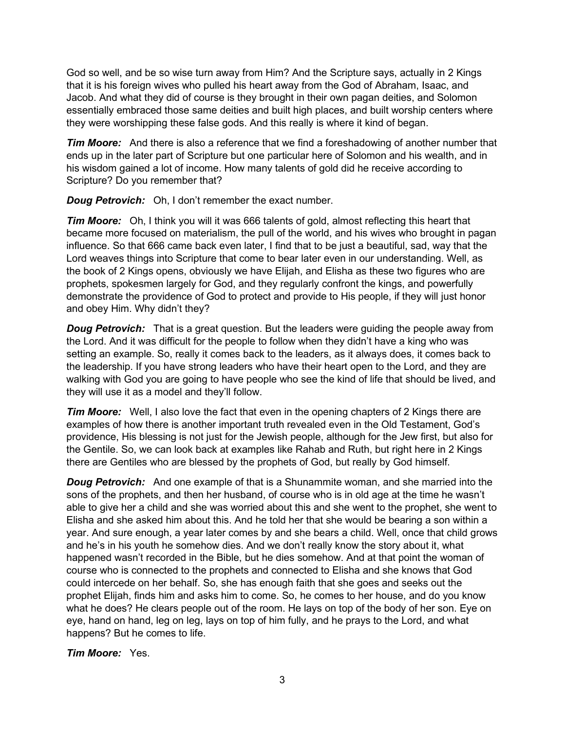God so well, and be so wise turn away from Him? And the Scripture says, actually in 2 Kings that it is his foreign wives who pulled his heart away from the God of Abraham, Isaac, and Jacob. And what they did of course is they brought in their own pagan deities, and Solomon essentially embraced those same deities and built high places, and built worship centers where they were worshipping these false gods. And this really is where it kind of began.

***Tim Moore:*** And there is also a reference that we find a foreshadowing of another number that ends up in the later part of Scripture but one particular here of Solomon and his wealth, and in his wisdom gained a lot of income. How many talents of gold did he receive according to Scripture? Do you remember that?

***Doug Petrovich:*** Oh, I don't remember the exact number.

***Tim Moore:*** Oh, I think you will it was 666 talents of gold, almost reflecting this heart that became more focused on materialism, the pull of the world, and his wives who brought in pagan influence. So that 666 came back even later, I find that to be just a beautiful, sad, way that the Lord weaves things into Scripture that come to bear later even in our understanding. Well, as the book of 2 Kings opens, obviously we have Elijah, and Elisha as these two figures who are prophets, spokesmen largely for God, and they regularly confront the kings, and powerfully demonstrate the providence of God to protect and provide to His people, if they will just honor and obey Him. Why didn't they?

***Doug Petrovich:*** That is a great question. But the leaders were guiding the people away from the Lord. And it was difficult for the people to follow when they didn't have a king who was setting an example. So, really it comes back to the leaders, as it always does, it comes back to the leadership. If you have strong leaders who have their heart open to the Lord, and they are walking with God you are going to have people who see the kind of life that should be lived, and they will use it as a model and they'll follow.

***Tim Moore:*** Well, I also love the fact that even in the opening chapters of 2 Kings there are examples of how there is another important truth revealed even in the Old Testament, God's providence, His blessing is not just for the Jewish people, although for the Jew first, but also for the Gentile. So, we can look back at examples like Rahab and Ruth, but right here in 2 Kings there are Gentiles who are blessed by the prophets of God, but really by God himself.

***Doug Petrovich:*** And one example of that is a Shunammite woman, and she married into the sons of the prophets, and then her husband, of course who is in old age at the time he wasn't able to give her a child and she was worried about this and she went to the prophet, she went to Elisha and she asked him about this. And he told her that she would be bearing a son within a year. And sure enough, a year later comes by and she bears a child. Well, once that child grows and he's in his youth he somehow dies. And we don't really know the story about it, what happened wasn't recorded in the Bible, but he dies somehow. And at that point the woman of course who is connected to the prophets and connected to Elisha and she knows that God could intercede on her behalf. So, she has enough faith that she goes and seeks out the prophet Elijah, finds him and asks him to come. So, he comes to her house, and do you know what he does? He clears people out of the room. He lays on top of the body of her son. Eye on eye, hand on hand, leg on leg, lays on top of him fully, and he prays to the Lord, and what happens? But he comes to life.

***Tim Moore:*** Yes.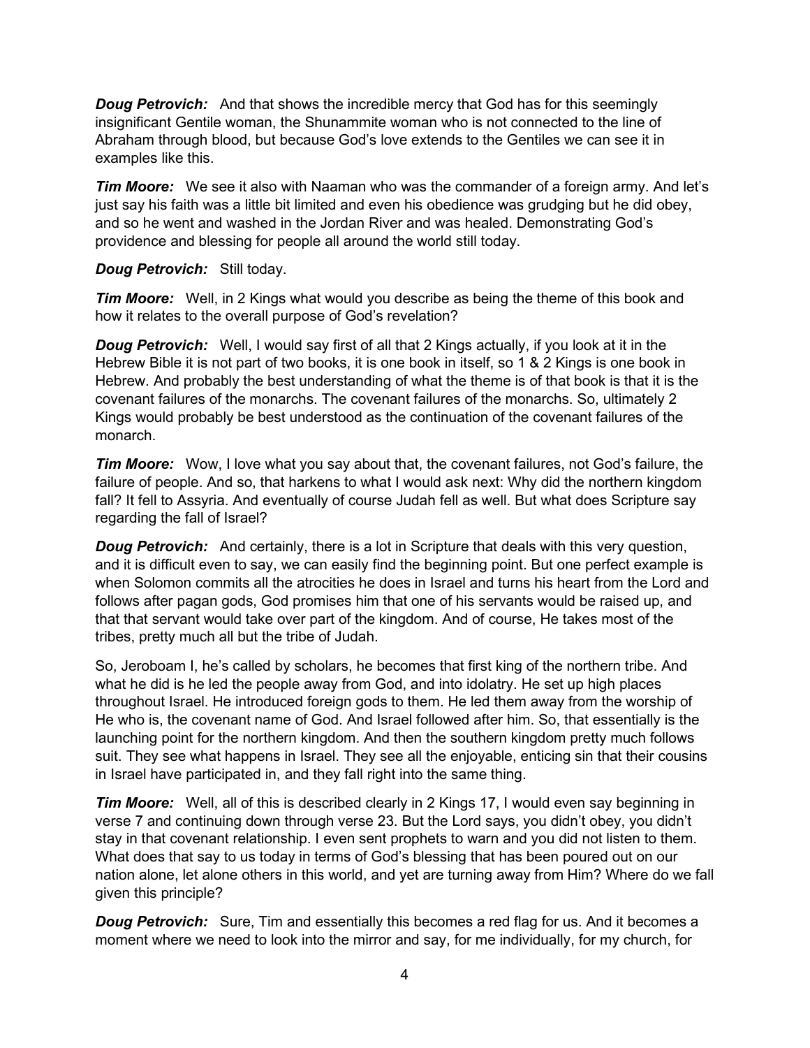***Doug Petrovich:*** And that shows the incredible mercy that God has for this seemingly insignificant Gentile woman, the Shunammite woman who is not connected to the line of Abraham through blood, but because God's love extends to the Gentiles we can see it in examples like this.

***Tim Moore:*** We see it also with Naaman who was the commander of a foreign army. And let's just say his faith was a little bit limited and even his obedience was grudging but he did obey, and so he went and washed in the Jordan River and was healed. Demonstrating God's providence and blessing for people all around the world still today.

***Doug Petrovich:*** Still today.

***Tim Moore:*** Well, in 2 Kings what would you describe as being the theme of this book and how it relates to the overall purpose of God's revelation?

***Doug Petrovich:*** Well, I would say first of all that 2 Kings actually, if you look at it in the Hebrew Bible it is not part of two books, it is one book in itself, so 1 & 2 Kings is one book in Hebrew. And probably the best understanding of what the theme is of that book is that it is the covenant failures of the monarchs. The covenant failures of the monarchs. So, ultimately 2 Kings would probably be best understood as the continuation of the covenant failures of the monarch.

***Tim Moore:*** Wow, I love what you say about that, the covenant failures, not God's failure, the failure of people. And so, that harkens to what I would ask next: Why did the northern kingdom fall? It fell to Assyria. And eventually of course Judah fell as well. But what does Scripture say regarding the fall of Israel?

***Doug Petrovich:*** And certainly, there is a lot in Scripture that deals with this very question, and it is difficult even to say, we can easily find the beginning point. But one perfect example is when Solomon commits all the atrocities he does in Israel and turns his heart from the Lord and follows after pagan gods, God promises him that one of his servants would be raised up, and that that servant would take over part of the kingdom. And of course, He takes most of the tribes, pretty much all but the tribe of Judah.

So, Jeroboam I, he's called by scholars, he becomes that first king of the northern tribe. And what he did is he led the people away from God, and into idolatry. He set up high places throughout Israel. He introduced foreign gods to them. He led them away from the worship of He who is, the covenant name of God. And Israel followed after him. So, that essentially is the launching point for the northern kingdom. And then the southern kingdom pretty much follows suit. They see what happens in Israel. They see all the enjoyable, enticing sin that their cousins in Israel have participated in, and they fall right into the same thing.

***Tim Moore:*** Well, all of this is described clearly in 2 Kings 17, I would even say beginning in verse 7 and continuing down through verse 23. But the Lord says, you didn't obey, you didn't stay in that covenant relationship. I even sent prophets to warn and you did not listen to them. What does that say to us today in terms of God's blessing that has been poured out on our nation alone, let alone others in this world, and yet are turning away from Him? Where do we fall given this principle?

***Doug Petrovich:*** Sure, Tim and essentially this becomes a red flag for us. And it becomes a moment where we need to look into the mirror and say, for me individually, for my church, for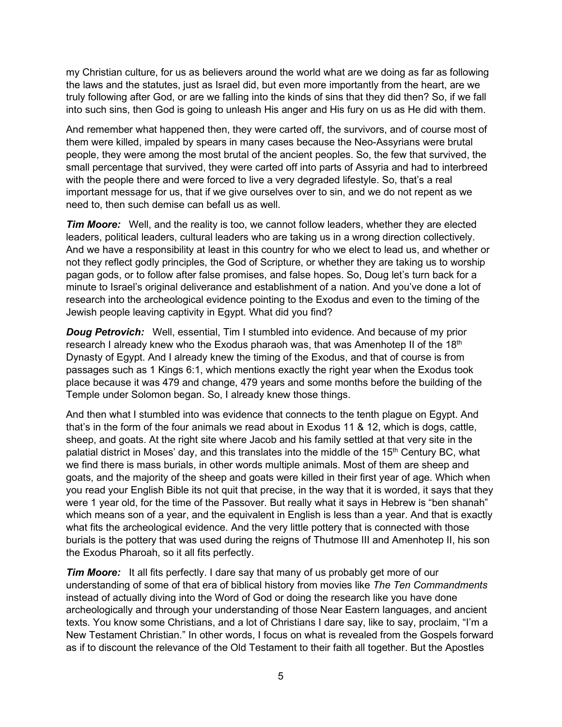my Christian culture, for us as believers around the world what are we doing as far as following the laws and the statutes, just as Israel did, but even more importantly from the heart, are we truly following after God, or are we falling into the kinds of sins that they did then? So, if we fall into such sins, then God is going to unleash His anger and His fury on us as He did with them.

And remember what happened then, they were carted off, the survivors, and of course most of them were killed, impaled by spears in many cases because the Neo-Assyrians were brutal people, they were among the most brutal of the ancient peoples. So, the few that survived, the small percentage that survived, they were carted off into parts of Assyria and had to interbreed with the people there and were forced to live a very degraded lifestyle. So, that's a real important message for us, that if we give ourselves over to sin, and we do not repent as we need to, then such demise can befall us as well.

***Tim Moore:*** Well, and the reality is too, we cannot follow leaders, whether they are elected leaders, political leaders, cultural leaders who are taking us in a wrong direction collectively. And we have a responsibility at least in this country for who we elect to lead us, and whether or not they reflect godly principles, the God of Scripture, or whether they are taking us to worship pagan gods, or to follow after false promises, and false hopes. So, Doug let's turn back for a minute to Israel's original deliverance and establishment of a nation. And you've done a lot of research into the archeological evidence pointing to the Exodus and even to the timing of the Jewish people leaving captivity in Egypt. What did you find?

***Doug Petrovich:*** Well, essential, Tim I stumbled into evidence. And because of my prior research I already knew who the Exodus pharaoh was, that was Amenhotep II of the 18th Dynasty of Egypt. And I already knew the timing of the Exodus, and that of course is from passages such as 1 Kings 6:1, which mentions exactly the right year when the Exodus took place because it was 479 and change, 479 years and some months before the building of the Temple under Solomon began. So, I already knew those things.

And then what I stumbled into was evidence that connects to the tenth plague on Egypt. And that's in the form of the four animals we read about in Exodus 11 & 12, which is dogs, cattle, sheep, and goats. At the right site where Jacob and his family settled at that very site in the palatial district in Moses' day, and this translates into the middle of the 15th Century BC, what we find there is mass burials, in other words multiple animals. Most of them are sheep and goats, and the majority of the sheep and goats were killed in their first year of age. Which when you read your English Bible its not quit that precise, in the way that it is worded, it says that they were 1 year old, for the time of the Passover. But really what it says in Hebrew is "ben shanah" which means son of a year, and the equivalent in English is less than a year. And that is exactly what fits the archeological evidence. And the very little pottery that is connected with those burials is the pottery that was used during the reigns of Thutmose III and Amenhotep II, his son the Exodus Pharoah, so it all fits perfectly.

***Tim Moore:*** It all fits perfectly. I dare say that many of us probably get more of our understanding of some of that era of biblical history from movies like *The Ten Commandments* instead of actually diving into the Word of God or doing the research like you have done archeologically and through your understanding of those Near Eastern languages, and ancient texts. You know some Christians, and a lot of Christians I dare say, like to say, proclaim, "I'm a New Testament Christian." In other words, I focus on what is revealed from the Gospels forward as if to discount the relevance of the Old Testament to their faith all together. But the Apostles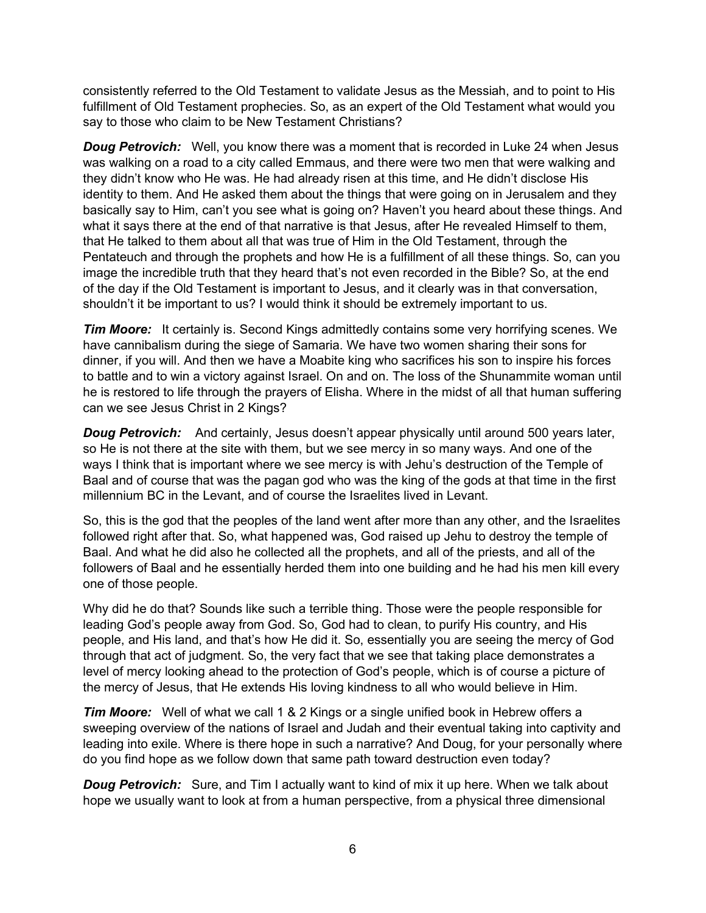consistently referred to the Old Testament to validate Jesus as the Messiah, and to point to His fulfillment of Old Testament prophecies. So, as an expert of the Old Testament what would you say to those who claim to be New Testament Christians?

***Doug Petrovich:*** Well, you know there was a moment that is recorded in Luke 24 when Jesus was walking on a road to a city called Emmaus, and there were two men that were walking and they didn't know who He was. He had already risen at this time, and He didn't disclose His identity to them. And He asked them about the things that were going on in Jerusalem and they basically say to Him, can't you see what is going on? Haven't you heard about these things. And what it says there at the end of that narrative is that Jesus, after He revealed Himself to them, that He talked to them about all that was true of Him in the Old Testament, through the Pentateuch and through the prophets and how He is a fulfillment of all these things. So, can you image the incredible truth that they heard that's not even recorded in the Bible? So, at the end of the day if the Old Testament is important to Jesus, and it clearly was in that conversation, shouldn't it be important to us? I would think it should be extremely important to us.

***Tim Moore:*** It certainly is. Second Kings admittedly contains some very horrifying scenes. We have cannibalism during the siege of Samaria. We have two women sharing their sons for dinner, if you will. And then we have a Moabite king who sacrifices his son to inspire his forces to battle and to win a victory against Israel. On and on. The loss of the Shunammite woman until he is restored to life through the prayers of Elisha. Where in the midst of all that human suffering can we see Jesus Christ in 2 Kings?

***Doug Petrovich:*** And certainly, Jesus doesn't appear physically until around 500 years later, so He is not there at the site with them, but we see mercy in so many ways. And one of the ways I think that is important where we see mercy is with Jehu's destruction of the Temple of Baal and of course that was the pagan god who was the king of the gods at that time in the first millennium BC in the Levant, and of course the Israelites lived in Levant.

So, this is the god that the peoples of the land went after more than any other, and the Israelites followed right after that. So, what happened was, God raised up Jehu to destroy the temple of Baal. And what he did also he collected all the prophets, and all of the priests, and all of the followers of Baal and he essentially herded them into one building and he had his men kill every one of those people.

Why did he do that? Sounds like such a terrible thing. Those were the people responsible for leading God's people away from God. So, God had to clean, to purify His country, and His people, and His land, and that's how He did it. So, essentially you are seeing the mercy of God through that act of judgment. So, the very fact that we see that taking place demonstrates a level of mercy looking ahead to the protection of God's people, which is of course a picture of the mercy of Jesus, that He extends His loving kindness to all who would believe in Him.

***Tim Moore:*** Well of what we call 1 & 2 Kings or a single unified book in Hebrew offers a sweeping overview of the nations of Israel and Judah and their eventual taking into captivity and leading into exile. Where is there hope in such a narrative? And Doug, for your personally where do you find hope as we follow down that same path toward destruction even today?

***Doug Petrovich:*** Sure, and Tim I actually want to kind of mix it up here. When we talk about hope we usually want to look at from a human perspective, from a physical three dimensional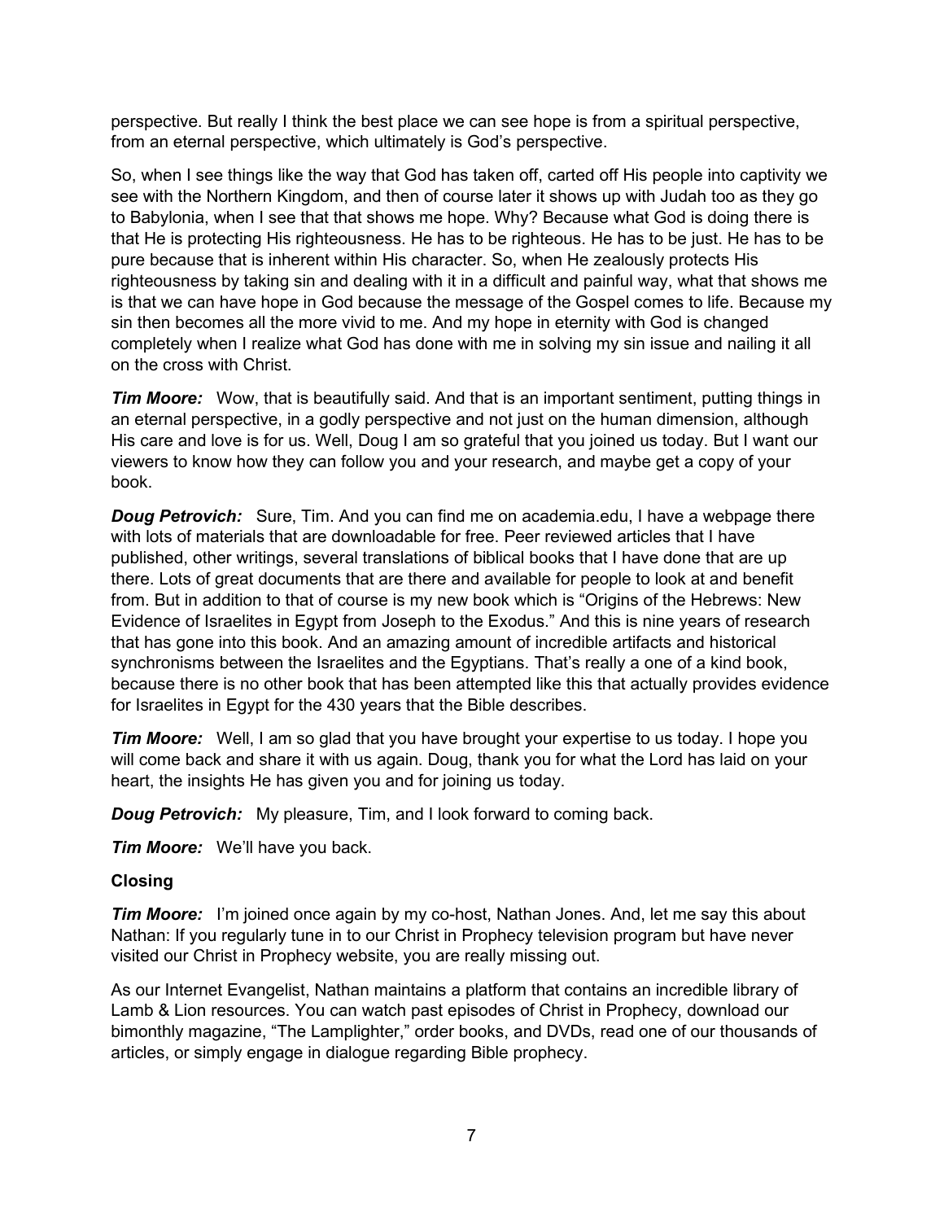perspective. But really I think the best place we can see hope is from a spiritual perspective, from an eternal perspective, which ultimately is God's perspective.

So, when I see things like the way that God has taken off, carted off His people into captivity we see with the Northern Kingdom, and then of course later it shows up with Judah too as they go to Babylonia, when I see that that shows me hope. Why? Because what God is doing there is that He is protecting His righteousness. He has to be righteous. He has to be just. He has to be pure because that is inherent within His character. So, when He zealously protects His righteousness by taking sin and dealing with it in a difficult and painful way, what that shows me is that we can have hope in God because the message of the Gospel comes to life. Because my sin then becomes all the more vivid to me. And my hope in eternity with God is changed completely when I realize what God has done with me in solving my sin issue and nailing it all on the cross with Christ.

***Tim Moore:*** Wow, that is beautifully said. And that is an important sentiment, putting things in an eternal perspective, in a godly perspective and not just on the human dimension, although His care and love is for us. Well, Doug I am so grateful that you joined us today. But I want our viewers to know how they can follow you and your research, and maybe get a copy of your book.

***Doug Petrovich:*** Sure, Tim. And you can find me on academia.edu, I have a webpage there with lots of materials that are downloadable for free. Peer reviewed articles that I have published, other writings, several translations of biblical books that I have done that are up there. Lots of great documents that are there and available for people to look at and benefit from. But in addition to that of course is my new book which is "Origins of the Hebrews: New Evidence of Israelites in Egypt from Joseph to the Exodus." And this is nine years of research that has gone into this book. And an amazing amount of incredible artifacts and historical synchronisms between the Israelites and the Egyptians. That's really a one of a kind book, because there is no other book that has been attempted like this that actually provides evidence for Israelites in Egypt for the 430 years that the Bible describes.

***Tim Moore:*** Well, I am so glad that you have brought your expertise to us today. I hope you will come back and share it with us again. Doug, thank you for what the Lord has laid on your heart, the insights He has given you and for joining us today.

***Doug Petrovich:*** My pleasure, Tim, and I look forward to coming back.

***Tim Moore:*** We'll have you back.

**Closing**

***Tim Moore:*** I'm joined once again by my co-host, Nathan Jones. And, let me say this about Nathan: If you regularly tune in to our Christ in Prophecy television program but have never visited our Christ in Prophecy website, you are really missing out.

As our Internet Evangelist, Nathan maintains a platform that contains an incredible library of Lamb & Lion resources. You can watch past episodes of Christ in Prophecy, download our bimonthly magazine, "The Lamplighter," order books, and DVDs, read one of our thousands of articles, or simply engage in dialogue regarding Bible prophecy.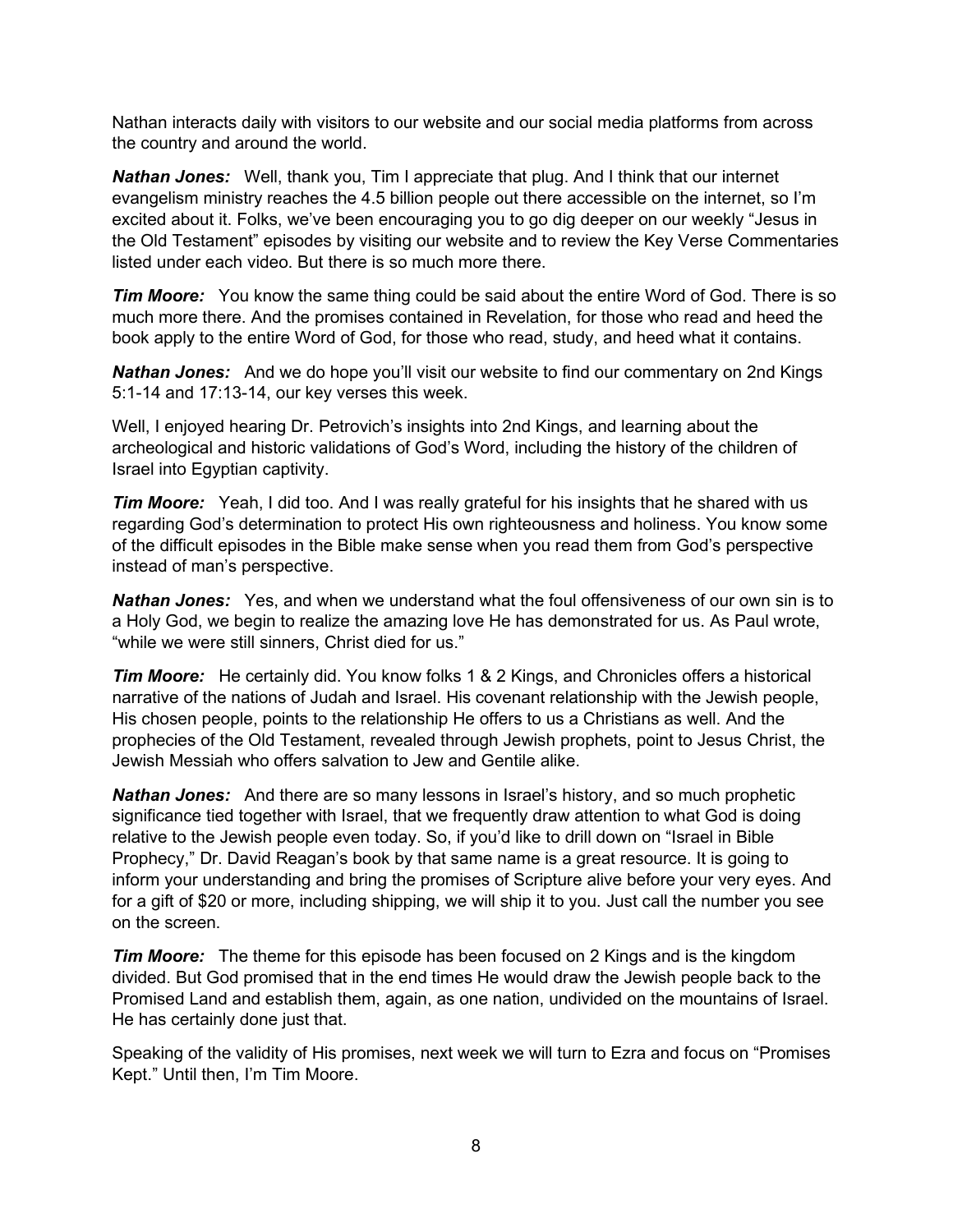Nathan interacts daily with visitors to our website and our social media platforms from across the country and around the world.

***Nathan Jones:*** Well, thank you, Tim I appreciate that plug. And I think that our internet evangelism ministry reaches the 4.5 billion people out there accessible on the internet, so I'm excited about it. Folks, we've been encouraging you to go dig deeper on our weekly "Jesus in the Old Testament" episodes by visiting our website and to review the Key Verse Commentaries listed under each video. But there is so much more there.

***Tim Moore:*** You know the same thing could be said about the entire Word of God. There is so much more there. And the promises contained in Revelation, for those who read and heed the book apply to the entire Word of God, for those who read, study, and heed what it contains.

***Nathan Jones:*** And we do hope you'll visit our website to find our commentary on 2nd Kings 5:1-14 and 17:13-14, our key verses this week.

Well, I enjoyed hearing Dr. Petrovich's insights into 2nd Kings, and learning about the archeological and historic validations of God's Word, including the history of the children of Israel into Egyptian captivity.

***Tim Moore:*** Yeah, I did too. And I was really grateful for his insights that he shared with us regarding God's determination to protect His own righteousness and holiness. You know some of the difficult episodes in the Bible make sense when you read them from God's perspective instead of man's perspective.

***Nathan Jones:*** Yes, and when we understand what the foul offensiveness of our own sin is to a Holy God, we begin to realize the amazing love He has demonstrated for us. As Paul wrote, "while we were still sinners, Christ died for us."

***Tim Moore:*** He certainly did. You know folks 1 & 2 Kings, and Chronicles offers a historical narrative of the nations of Judah and Israel. His covenant relationship with the Jewish people, His chosen people, points to the relationship He offers to us a Christians as well. And the prophecies of the Old Testament, revealed through Jewish prophets, point to Jesus Christ, the Jewish Messiah who offers salvation to Jew and Gentile alike.

***Nathan Jones:*** And there are so many lessons in Israel's history, and so much prophetic significance tied together with Israel, that we frequently draw attention to what God is doing relative to the Jewish people even today. So, if you'd like to drill down on "Israel in Bible Prophecy," Dr. David Reagan's book by that same name is a great resource. It is going to inform your understanding and bring the promises of Scripture alive before your very eyes. And for a gift of $20 or more, including shipping, we will ship it to you. Just call the number you see on the screen.

***Tim Moore:*** The theme for this episode has been focused on 2 Kings and is the kingdom divided. But God promised that in the end times He would draw the Jewish people back to the Promised Land and establish them, again, as one nation, undivided on the mountains of Israel. He has certainly done just that.

Speaking of the validity of His promises, next week we will turn to Ezra and focus on "Promises Kept." Until then, I'm Tim Moore.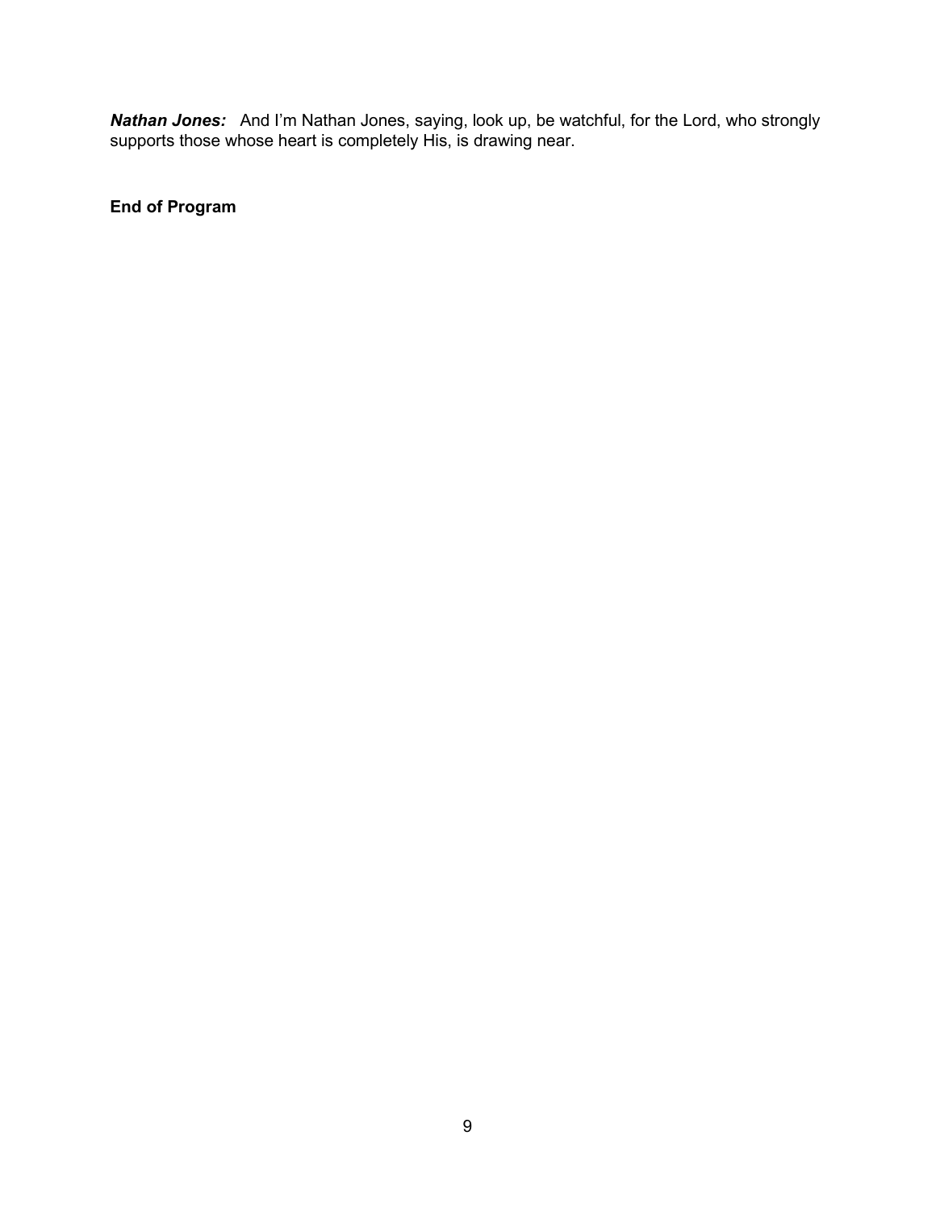***Nathan Jones:*** And I'm Nathan Jones, saying, look up, be watchful, for the Lord, who strongly supports those whose heart is completely His, is drawing near.

**End of Program**